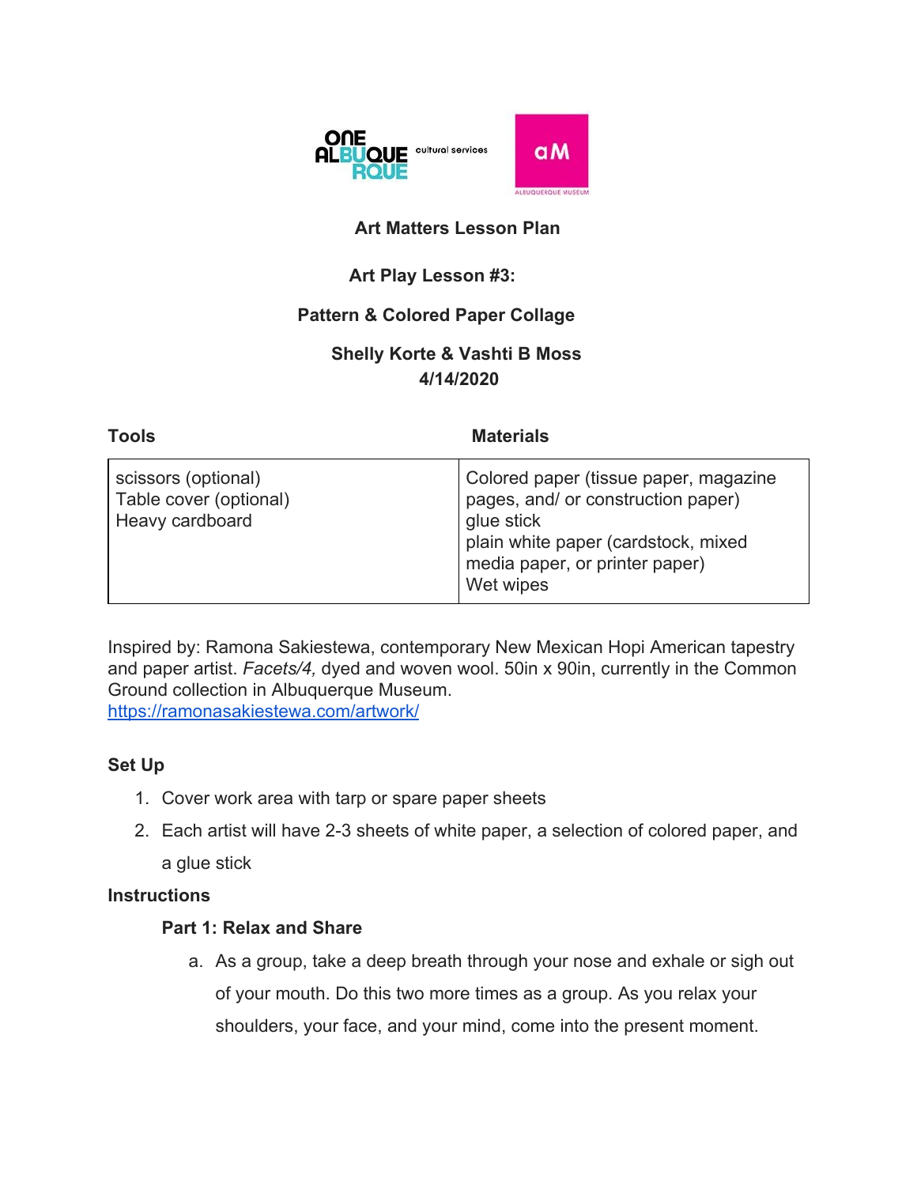ONE ALBUQUERQUE cultural services

aM ALBUQUERQUE MUSEUM

**Art Matters Lesson Plan**

**Art Play Lesson #3:**

**Pattern & Colored Paper Collage**

**Shelly Korte & Vashti B Moss**
**4/14/2020**

| **Tools** | **Materials** |
|---|---|
| scissors (optional)<br>Table cover (optional)<br>Heavy cardboard | Colored paper (tissue paper, magazine pages, and/ or construction paper)<br>glue stick<br>plain white paper (cardstock, mixed media paper, or printer paper)<br>Wet wipes |

Inspired by: Ramona Sakiestewa, contemporary New Mexican Hopi American tapestry and paper artist. *Facets/4,* dyed and woven wool. 50in x 90in, currently in the Common Ground collection in Albuquerque Museum.
https://ramonasakiestewa.com/artwork/

**Set Up**

1. Cover work area with tarp or spare paper sheets
2. Each artist will have 2-3 sheets of white paper, a selection of colored paper, and a glue stick

**Instructions**

**Part 1: Relax and Share**

a. As a group, take a deep breath through your nose and exhale or sigh out of your mouth. Do this two more times as a group. As you relax your shoulders, your face, and your mind, come into the present moment.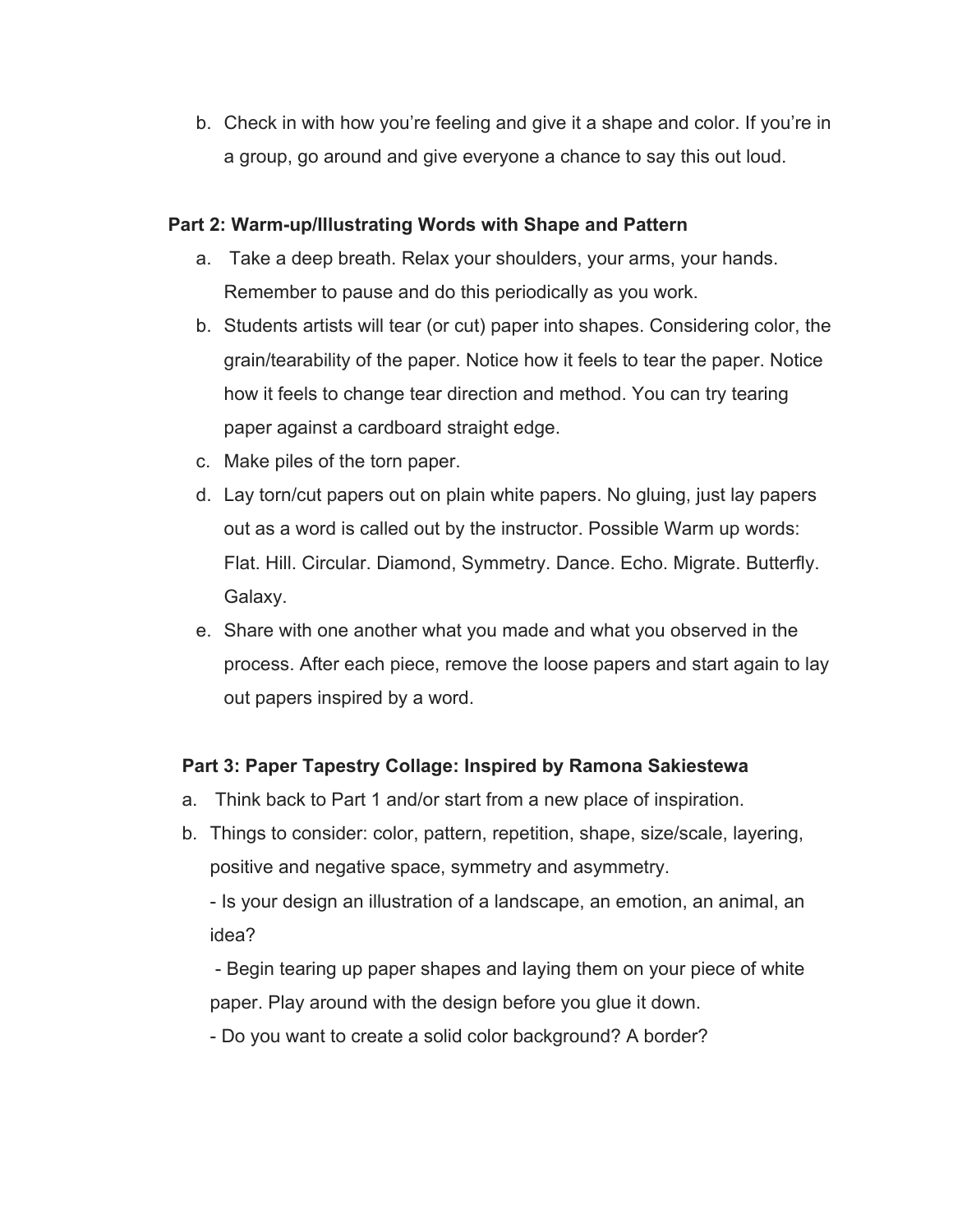b. Check in with how you're feeling and give it a shape and color. If you're in a group, go around and give everyone a chance to say this out loud.

**Part 2: Warm-up/Illustrating Words with Shape and Pattern**

a. Take a deep breath. Relax your shoulders, your arms, your hands. Remember to pause and do this periodically as you work.
b. Students artists will tear (or cut) paper into shapes. Considering color, the grain/tearability of the paper. Notice how it feels to tear the paper. Notice how it feels to change tear direction and method. You can try tearing paper against a cardboard straight edge.
c. Make piles of the torn paper.
d. Lay torn/cut papers out on plain white papers. No gluing, just lay papers out as a word is called out by the instructor. Possible Warm up words: Flat. Hill. Circular. Diamond, Symmetry. Dance. Echo. Migrate. Butterfly. Galaxy.
e. Share with one another what you made and what you observed in the process. After each piece, remove the loose papers and start again to lay out papers inspired by a word.

**Part 3: Paper Tapestry Collage: Inspired by Ramona Sakiestewa**

a. Think back to Part 1 and/or start from a new place of inspiration.
b. Things to consider: color, pattern, repetition, shape, size/scale, layering, positive and negative space, symmetry and asymmetry.
   - Is your design an illustration of a landscape, an emotion, an animal, an idea?
   - Begin tearing up paper shapes and laying them on your piece of white paper. Play around with the design before you glue it down.
   - Do you want to create a solid color background? A border?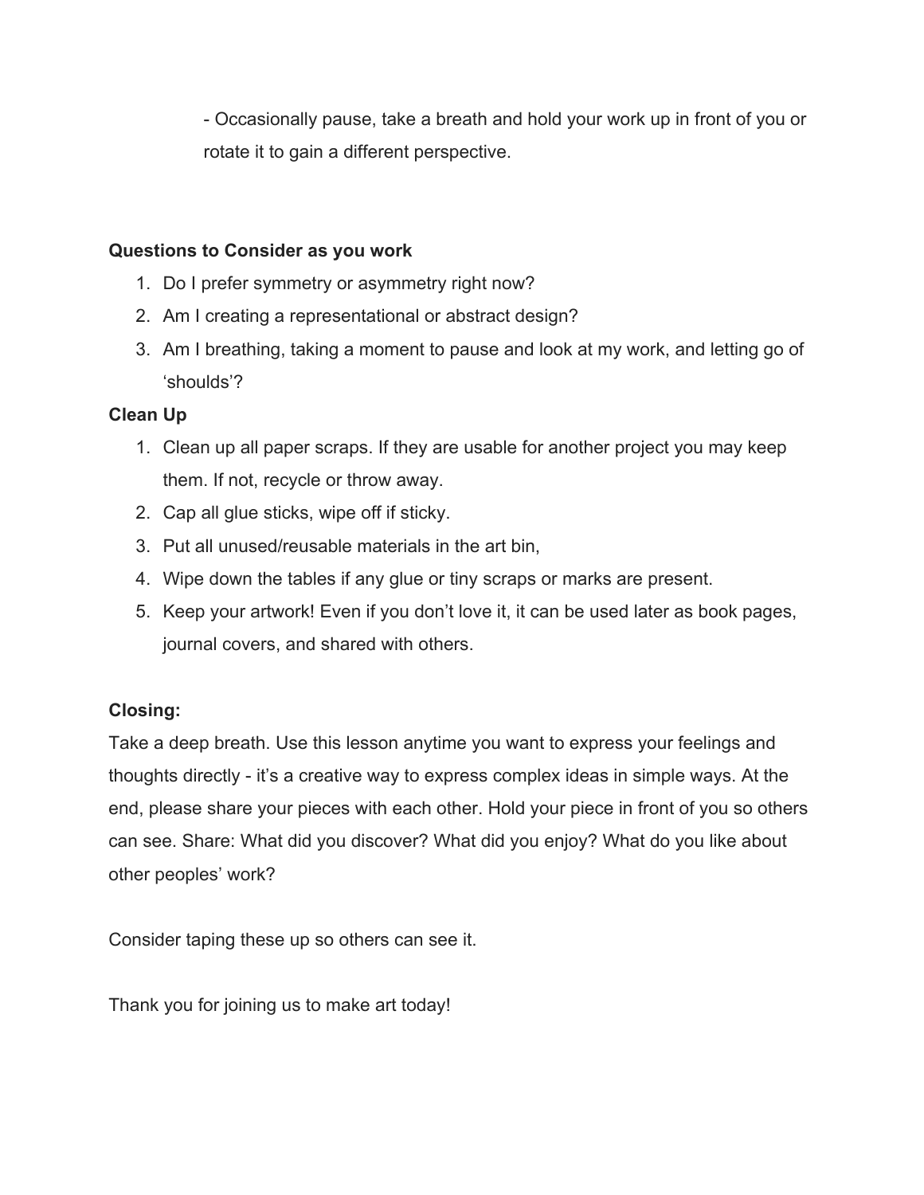- Occasionally pause, take a breath and hold your work up in front of you or rotate it to gain a different perspective.

**Questions to Consider as you work**

1. Do I prefer symmetry or asymmetry right now?
2. Am I creating a representational or abstract design?
3. Am I breathing, taking a moment to pause and look at my work, and letting go of 'shoulds'?

**Clean Up**

1. Clean up all paper scraps. If they are usable for another project you may keep them. If not, recycle or throw away.
2. Cap all glue sticks, wipe off if sticky.
3. Put all unused/reusable materials in the art bin,
4. Wipe down the tables if any glue or tiny scraps or marks are present.
5. Keep your artwork! Even if you don't love it, it can be used later as book pages, journal covers, and shared with others.

**Closing:**

Take a deep breath. Use this lesson anytime you want to express your feelings and thoughts directly - it's a creative way to express complex ideas in simple ways. At the end, please share your pieces with each other. Hold your piece in front of you so others can see. Share: What did you discover? What did you enjoy? What do you like about other peoples' work?

Consider taping these up so others can see it.

Thank you for joining us to make art today!